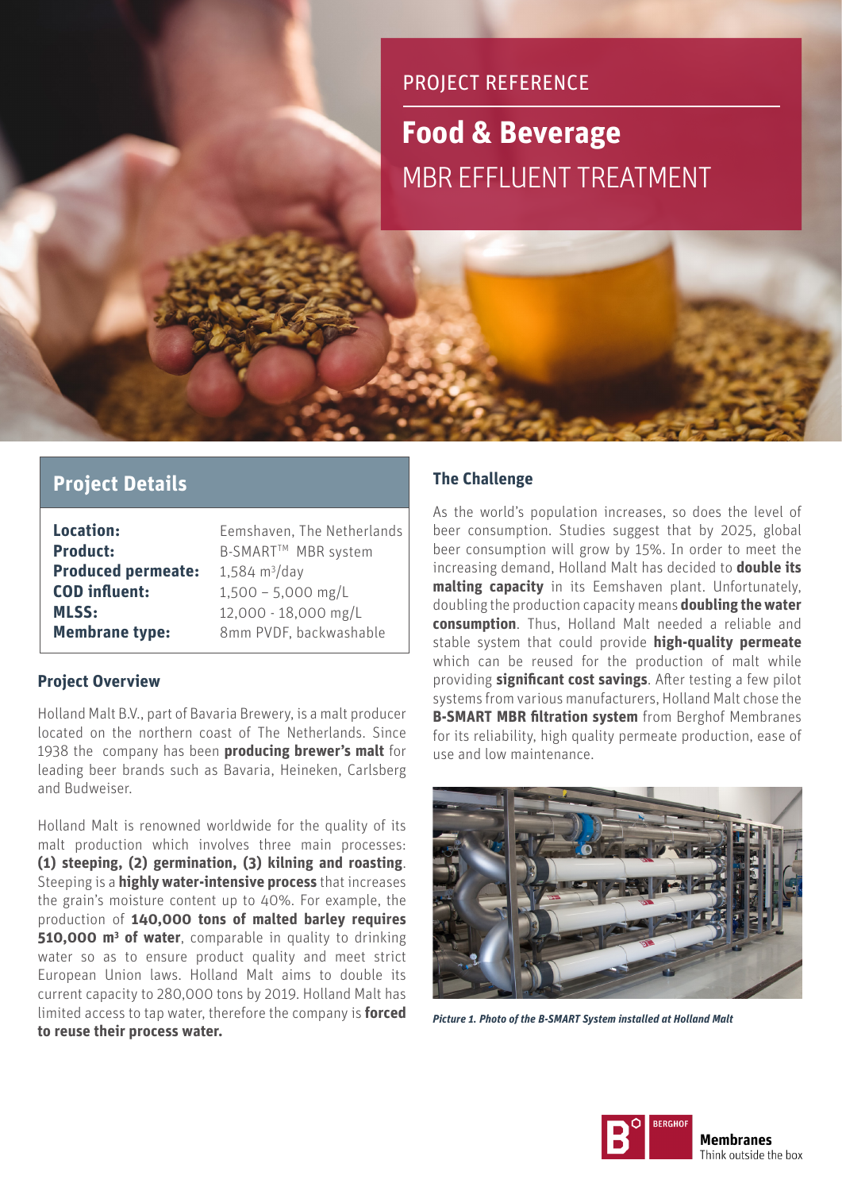PROJECT REFERENCE

# Food & Beverage

## MBR EFFLUENT TREATMENT

## Project Details

| | |
|---|---|
| **Location:** | Eemshaven, The Netherlands |
| **Product:** | B-SMART™ MBR system |
| **Produced permeate:** | 1,584 $m^3$/day |
| **COD influent:** | 1,500 – 5,000 mg/L |
| **MLSS:** | 12,000 - 18,000 mg/L |
| **Membrane type:** | 8mm PVDF, backwashable |

### Project Overview

Holland Malt B.V., part of Bavaria Brewery, is a malt producer located on the northern coast of The Netherlands. Since 1938 the company has been **producing brewer's malt** for leading beer brands such as Bavaria, Heineken, Carlsberg and Budweiser.

Holland Malt is renowned worldwide for the quality of its malt production which involves three main processes: **(1) steeping, (2) germination, (3) kilning and roasting**. Steeping is a **highly water-intensive process** that increases the grain's moisture content up to 40%. For example, the production of **140,000 tons of malted barley requires 510,000 m³ of water**, comparable in quality to drinking water so as to ensure product quality and meet strict European Union laws. Holland Malt aims to double its current capacity to 280,000 tons by 2019. Holland Malt has limited access to tap water, therefore the company is **forced to reuse their process water.**

### The Challenge

As the world's population increases, so does the level of beer consumption. Studies suggest that by 2025, global beer consumption will grow by 15%. In order to meet the increasing demand, Holland Malt has decided to **double its malting capacity** in its Eemshaven plant. Unfortunately, doubling the production capacity means **doubling the water consumption**. Thus, Holland Malt needed a reliable and stable system that could provide **high-quality permeate** which can be reused for the production of malt while providing **significant cost savings**. After testing a few pilot systems from various manufacturers, Holland Malt chose the **B-SMART MBR filtration system** from Berghof Membranes for its reliability, high quality permeate production, ease of use and low maintenance.

*Picture 1. Photo of the B-SMART System installed at Holland Malt*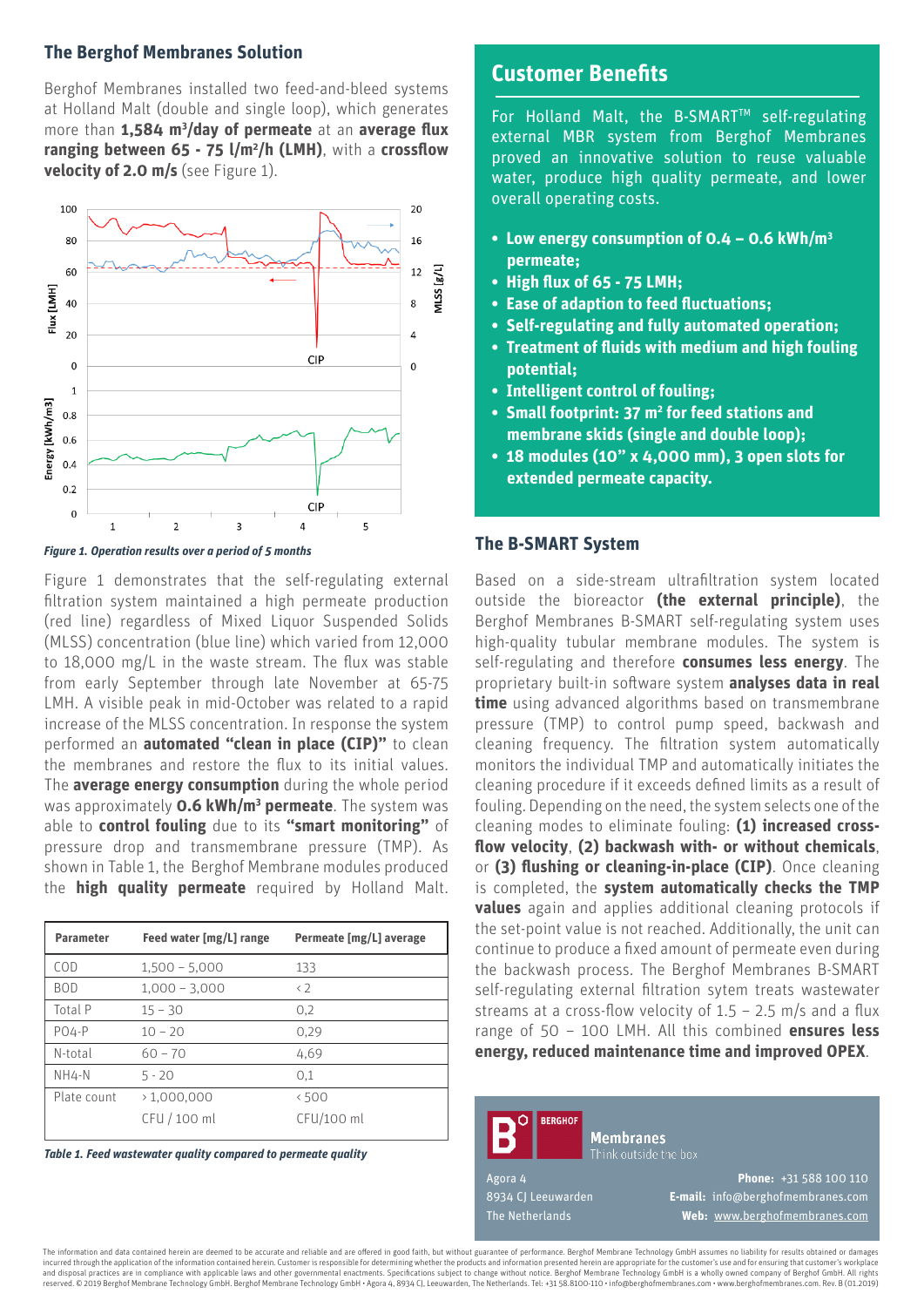## The Berghof Membranes Solution

Berghof Membranes installed two feed-and-bleed systems at Holland Malt (double and single loop), which generates more than **1,584 $m^3$/day of permeate** at an **average flux ranging between 65 - 75 l/$m^2$/h (LMH)**, with a **crossflow velocity of 2.0 m/s** (see Figure 1).

100
80
60
40
20
0
Flux [LMH]
20
16
12
8
4
0
MLSS [g/L]
CIP
1
0.8
0.6
0.4
0.2
0
Energy [kWh/m3]
CIP
1 2 3 4 5

*Figure 1. Operation results over a period of 5 months*

Figure 1 demonstrates that the self-regulating external filtration system maintained a high permeate production (red line) regardless of Mixed Liquor Suspended Solids (MLSS) concentration (blue line) which varied from 12,000 to 18,000 mg/L in the waste stream. The flux was stable from early September through late November at 65-75 LMH. A visible peak in mid-October was related to a rapid increase of the MLSS concentration. In response the system performed an **automated "clean in place (CIP)"** to clean the membranes and restore the flux to its initial values. The **average energy consumption** during the whole period was approximately **0.6 kWh/$m^3$ permeate**. The system was able to **control fouling** due to its **"smart monitoring"** of pressure drop and transmembrane pressure (TMP). As shown in Table 1, the Berghof Membrane modules produced the **high quality permeate** required by Holland Malt.

| Parameter | Feed water [mg/L] range | Permeate [mg/L] average |
|---|---|---|
| COD | 1,500 – 5,000 | 133 |
| BOD | 1,000 – 3,000 | < 2 |
| Total P | 15 – 30 | 0,2 |
| PO4-P | 10 – 20 | 0,29 |
| N-total | 60 – 70 | 4,69 |
| NH4-N | 5 - 20 | 0,1 |
| Plate count | > 1,000,000 CFU / 100 ml | < 500 CFU/100 ml |

*Table 1. Feed wastewater quality compared to permeate quality*

## Customer Benefits

For Holland Malt, the B-SMART™ self-regulating external MBR system from Berghof Membranes proved an innovative solution to reuse valuable water, produce high quality permeate, and lower overall operating costs.

- **Low energy consumption of 0.4 – 0.6 kWh/$m^3$ permeate;**
- **High flux of 65 - 75 LMH;**
- **Ease of adaption to feed fluctuations;**
- **Self-regulating and fully automated operation;**
- **Treatment of fluids with medium and high fouling potential;**
- **Intelligent control of fouling;**
- **Small footprint: 37 $m^2$ for feed stations and membrane skids (single and double loop);**
- **18 modules (10" x 4,000 mm), 3 open slots for extended permeate capacity.**

## The B-SMART System

Based on a side-stream ultrafiltration system located outside the bioreactor **(the external principle)**, the Berghof Membranes B-SMART self-regulating system uses high-quality tubular membrane modules. The system is self-regulating and therefore **consumes less energy**. The proprietary built-in software system **analyses data in real time** using advanced algorithms based on transmembrane pressure (TMP) to control pump speed, backwash and cleaning frequency. The filtration system automatically monitors the individual TMP and automatically initiates the cleaning procedure if it exceeds defined limits as a result of fouling. Depending on the need, the system selects one of the cleaning modes to eliminate fouling: **(1) increased cross-flow velocity**, **(2) backwash with- or without chemicals**, or **(3) flushing or cleaning-in-place (CIP)**. Once cleaning is completed, the **system automatically checks the TMP values** again and applies additional cleaning protocols if the set-point value is not reached. Additionally, the unit can continue to produce a fixed amount of permeate even during the backwash process. The Berghof Membranes B-SMART self-regulating external filtration sytem treats wastewater streams at a cross-flow velocity of 1.5 – 2.5 m/s and a flux range of 50 – 100 LMH. All this combined **ensures less energy, reduced maintenance time and improved OPEX**.

BERGHOF Membranes
Think outside the box

Agora 4
8934 CJ Leeuwarden
The Netherlands

**Phone:** +31 588 100 110
**E-mail:** info@berghofmembranes.com
**Web:** www.berghofmembranes.com

The information and data contained herein are deemed to be accurate and reliable and are offered in good faith, but without guarantee of performance. Berghof Membrane Technology GmbH assumes no liability for results obtained or damages incurred through the application of the information contained herein. Customer is responsible for determining whether the products and information presented herein are appropriate for the customer's use and for ensuring that customer's workplace and disposal practices are in compliance with applicable laws and other governmental enactments. Specifications subject to change without notice. Berghof Membrane Technology GmbH is a wholly owned company of Berghof GmbH. All rights reserved. © 2019 Berghof Membrane Technology GmbH. Berghof Membrane Technology GmbH • Agora 4, 8934 CJ, Leeuwarden, The Netherlands. Tel: +31 58.8100-110 • info@berghofmembranes.com • www.berghofmembranes.com. Rev. B (01.2019)